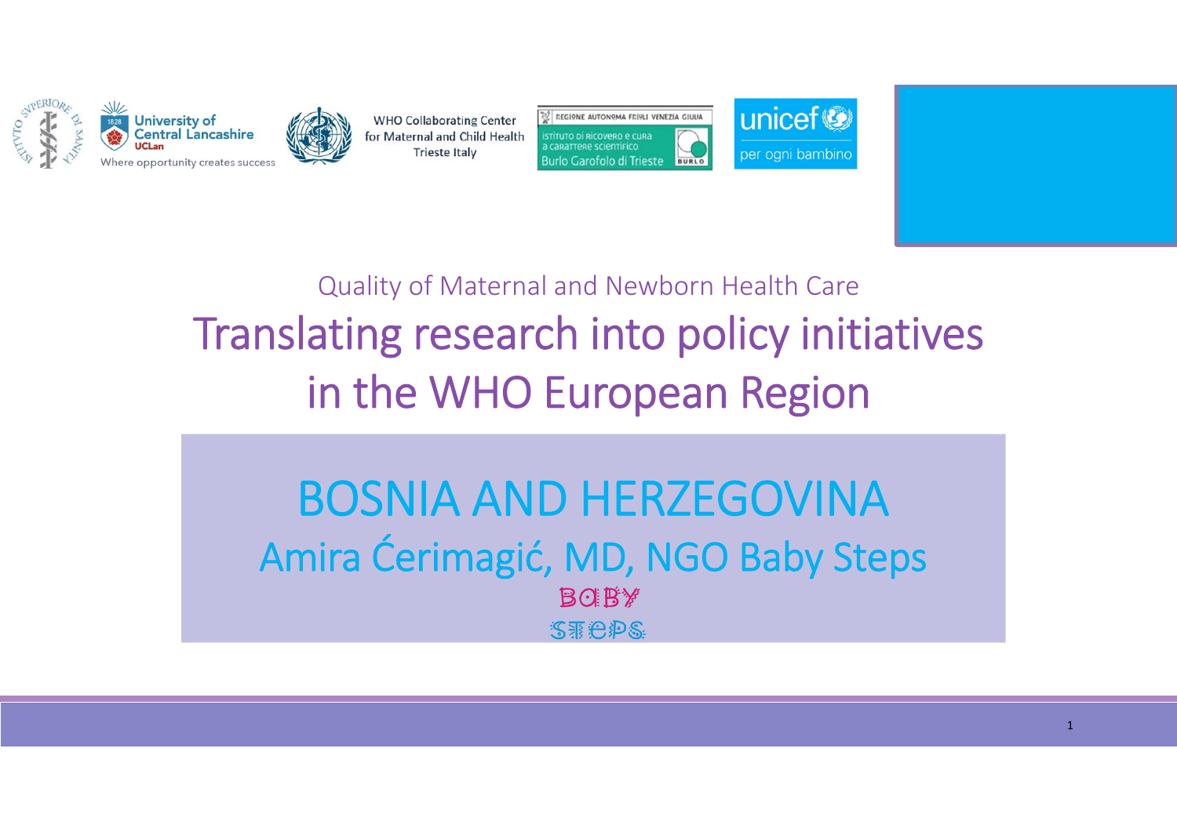WHO Collaborating Center for Maternal and Child Health Trieste Italy

Quality of Maternal and Newborn Health Care

# Translating research into policy initiatives in the WHO European Region

## BOSNIA AND HERZEGOVINA

Amira Ćerimagić, MD, NGO Baby Steps

BABY STEPS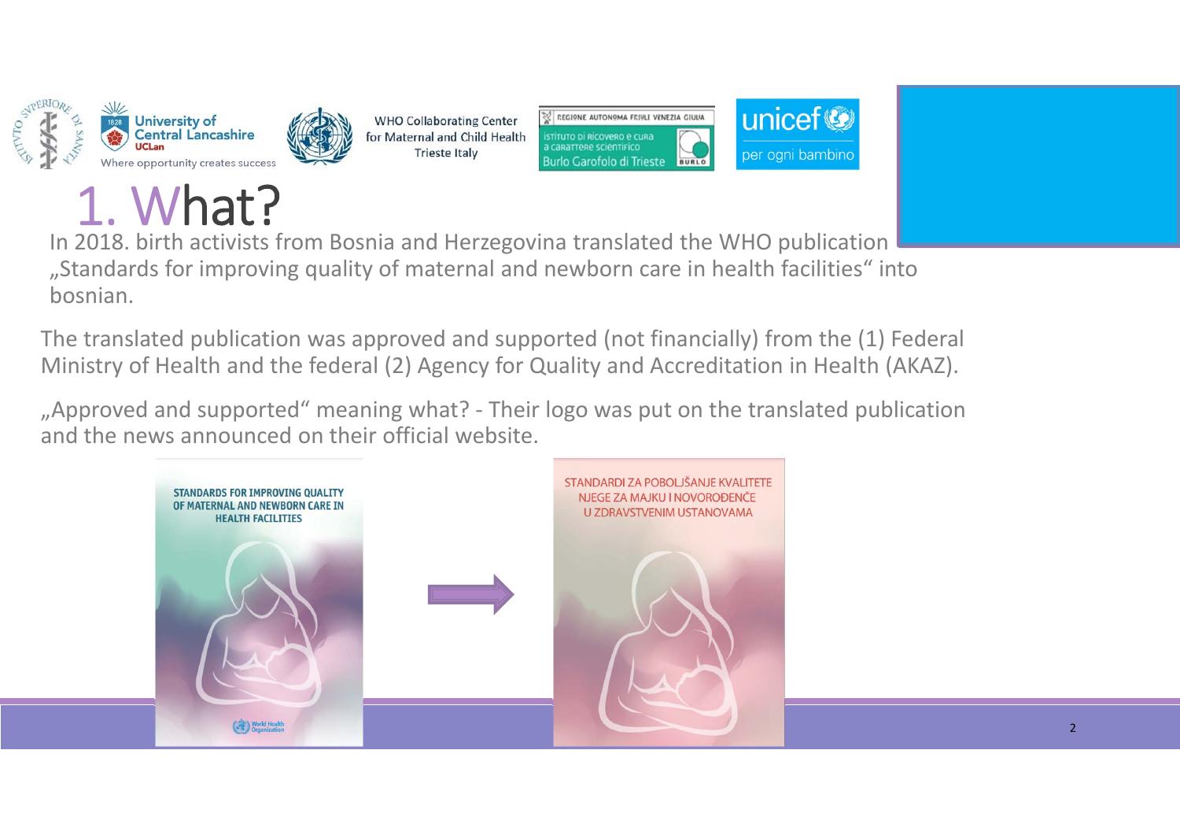# 1. What?

In 2018. birth activists from Bosnia and Herzegovina translated the WHO publication „Standards for improving quality of maternal and newborn care in health facilities“ into bosnian.

The translated publication was approved and supported (not financially) from the (1) Federal Ministry of Health and the federal (2) Agency for Quality and Accreditation in Health (AKAZ).

„Approved and supported“ meaning what? - Their logo was put on the translated publication and the news announced on their official website.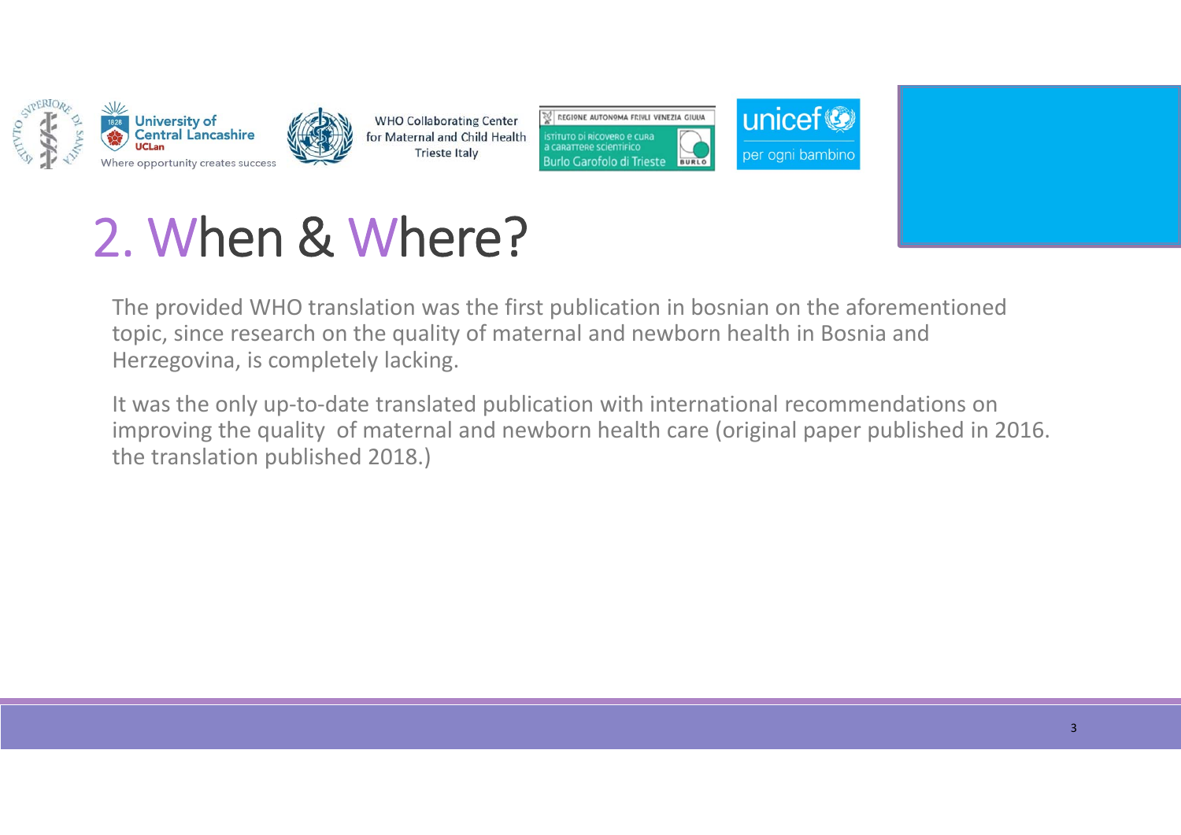# 2. When & Where?

The provided WHO translation was the first publication in bosnian on the aforementioned topic, since research on the quality of maternal and newborn health in Bosnia and Herzegovina, is completely lacking.

It was the only up-to-date translated publication with international recommendations on improving the quality  of maternal and newborn health care (original paper published in 2016. the translation published 2018.)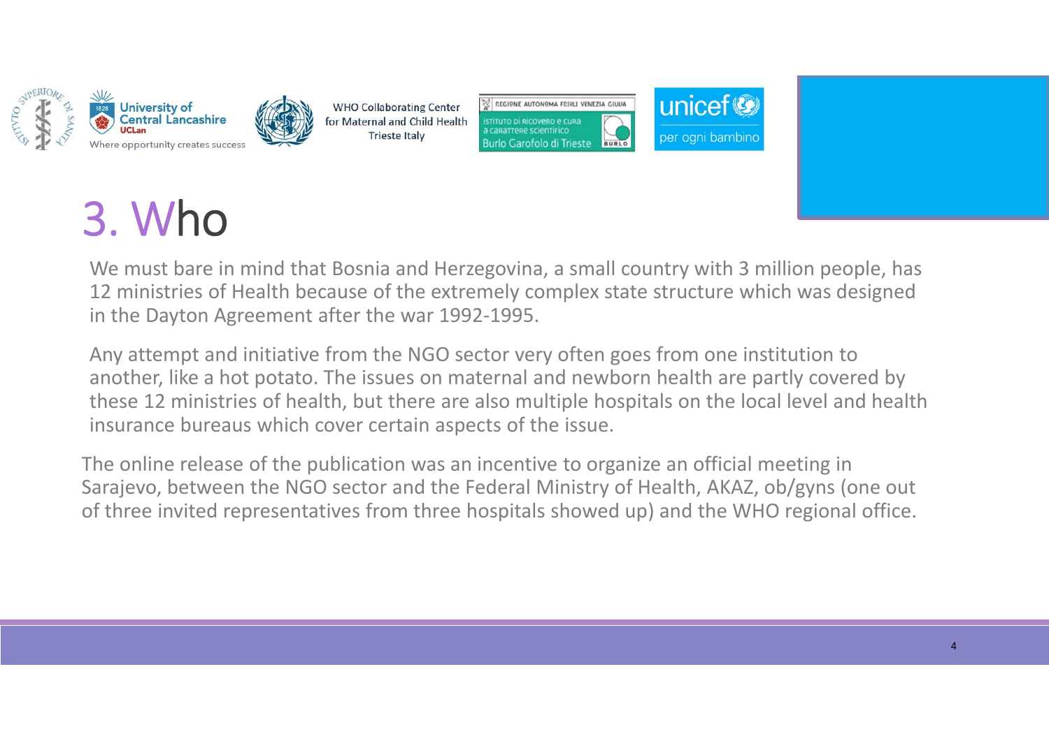# 3. Who

We must bare in mind that Bosnia and Herzegovina, a small country with 3 million people, has 12 ministries of Health because of the extremely complex state structure which was designed in the Dayton Agreement after the war 1992-1995.

Any attempt and initiative from the NGO sector very often goes from one institution to another, like a hot potato. The issues on maternal and newborn health are partly covered by these 12 ministries of health, but there are also multiple hospitals on the local level and health insurance bureaus which cover certain aspects of the issue.

The online release of the publication was an incentive to organize an official meeting in Sarajevo, between the NGO sector and the Federal Ministry of Health, AKAZ, ob/gyns (one out of three invited representatives from three hospitals showed up) and the WHO regional office.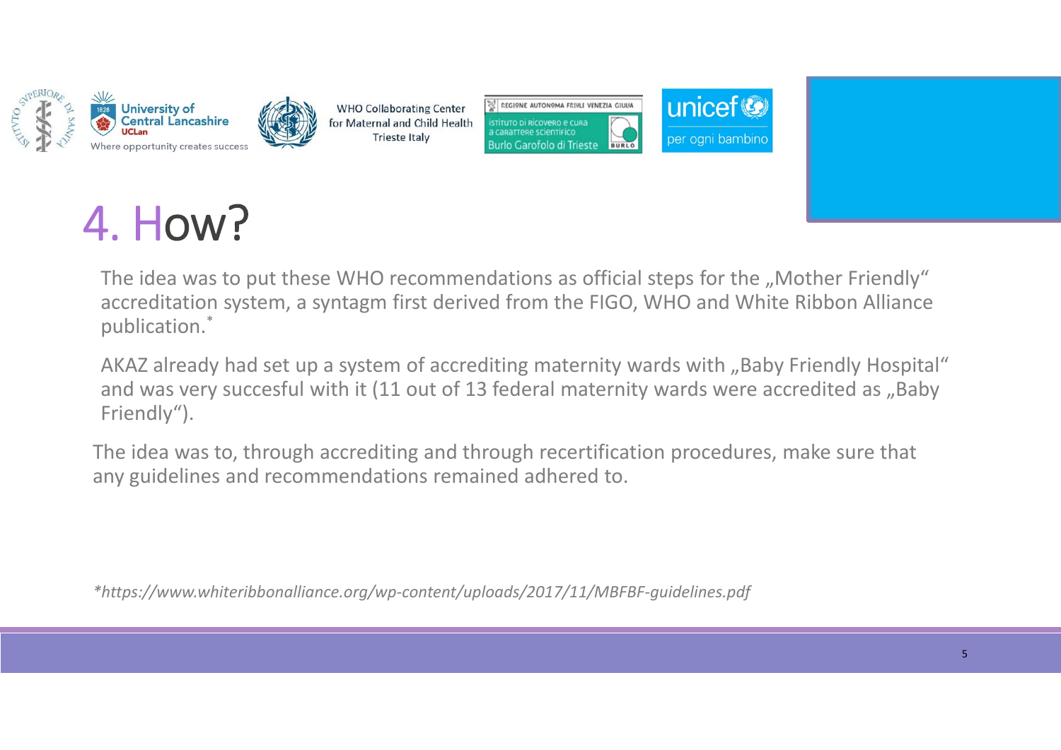# 4. How?

The idea was to put these WHO recommendations as official steps for the „Mother Friendly“ accreditation system, a syntagm first derived from the FIGO, WHO and White Ribbon Alliance publication.*

AKAZ already had set up a system of accrediting maternity wards with „Baby Friendly Hospital“ and was very succesful with it (11 out of 13 federal maternity wards were accredited as „Baby Friendly“).

The idea was to, through accrediting and through recertification procedures, make sure that any guidelines and recommendations remained adhered to.

**https://www.whiteribbonalliance.org/wp-content/uploads/2017/11/MBFBF-guidelines.pdf*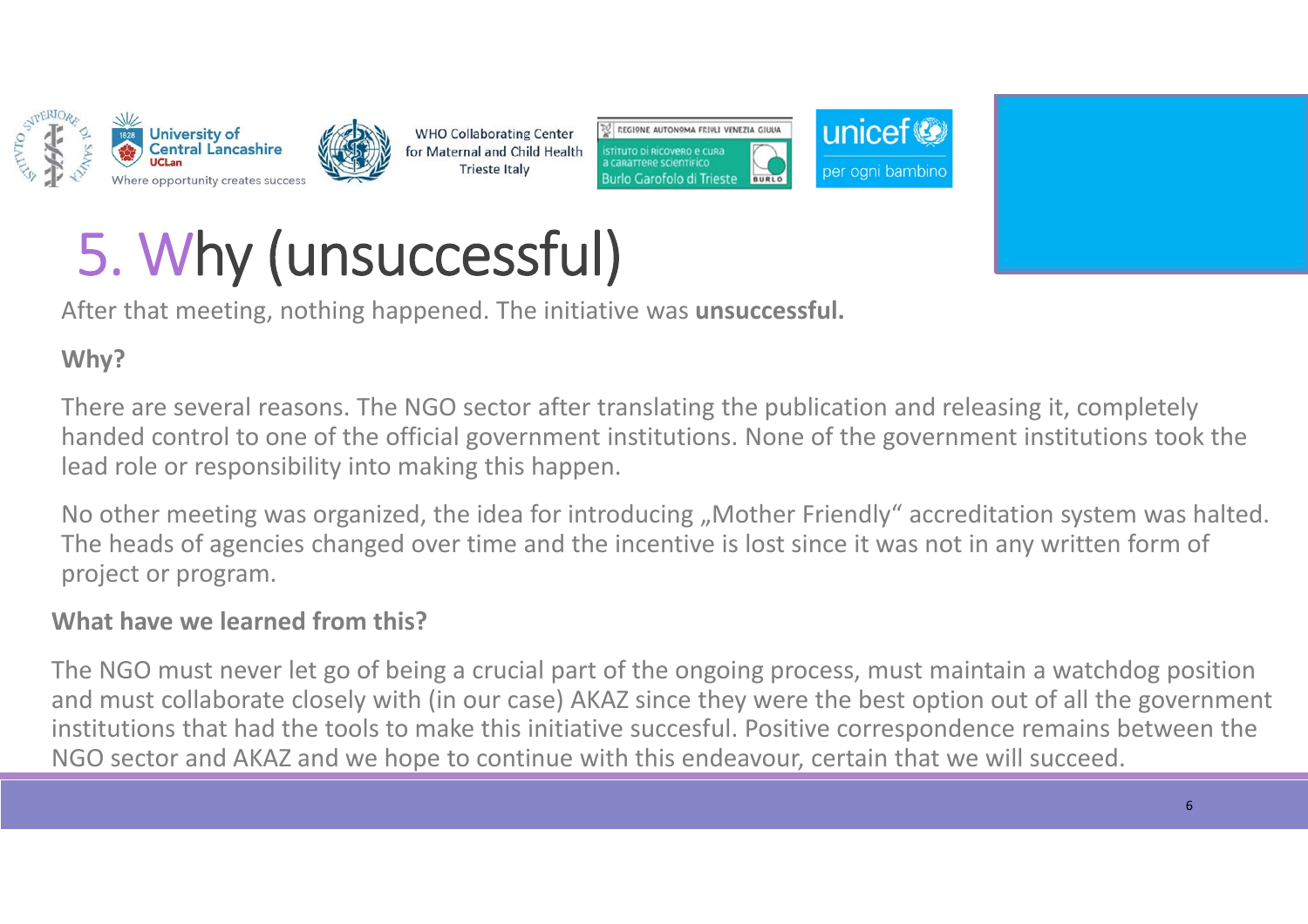# 5. Why (unsuccessful)

After that meeting, nothing happened. The initiative was **unsuccessful.**

**Why?**

There are several reasons. The NGO sector after translating the publication and releasing it, completely handed control to one of the official government institutions. None of the government institutions took the lead role or responsibility into making this happen.

No other meeting was organized, the idea for introducing „Mother Friendly" accreditation system was halted. The heads of agencies changed over time and the incentive is lost since it was not in any written form of project or program.

**What have we learned from this?**

The NGO must never let go of being a crucial part of the ongoing process, must maintain a watchdog position and must collaborate closely with (in our case) AKAZ since they were the best option out of all the government institutions that had the tools to make this initiative succesful. Positive correspondence remains between the NGO sector and AKAZ and we hope to continue with this endeavour, certain that we will succeed.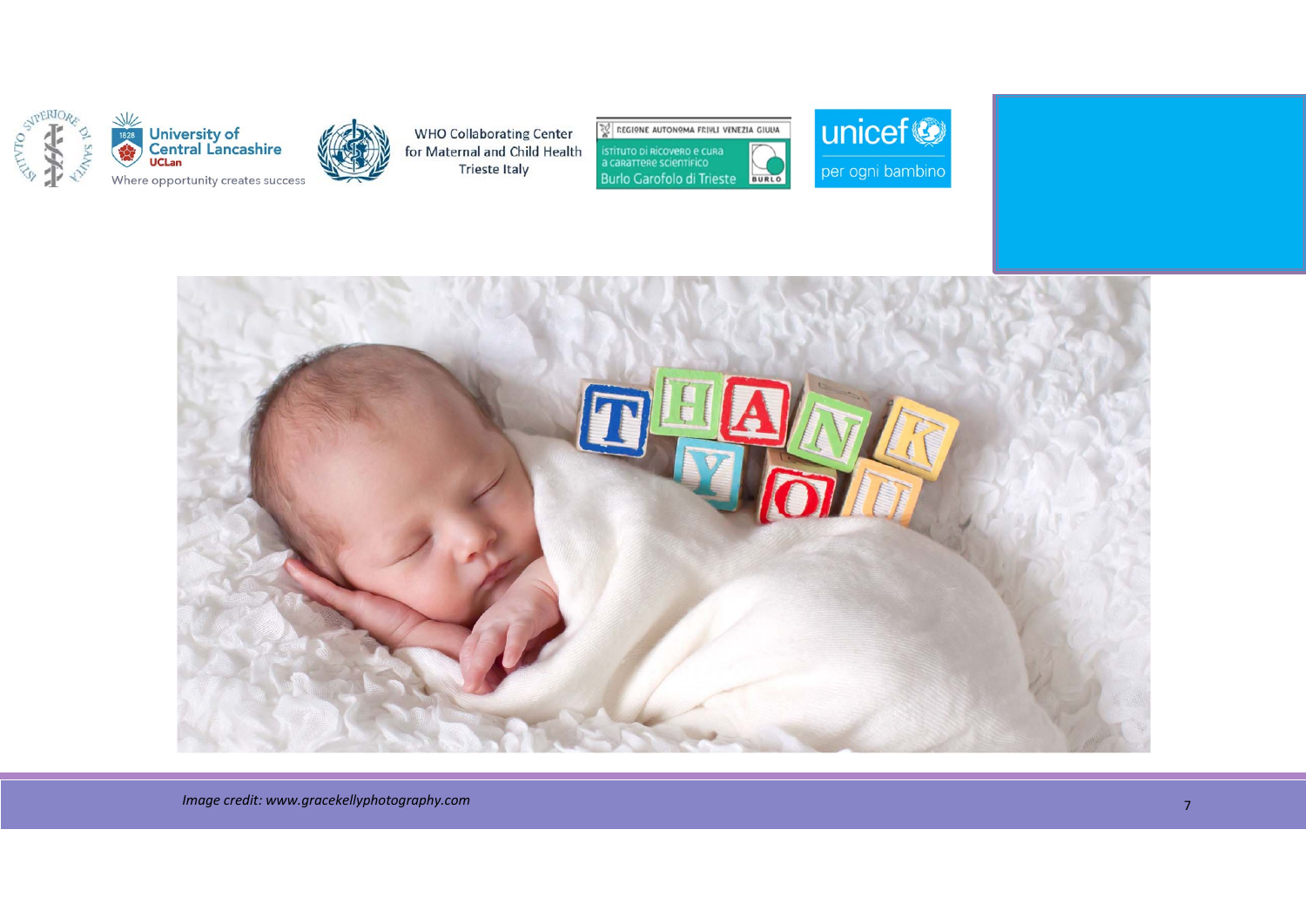WHO Collaborating Center for Maternal and Child Health Trieste Italy

*Image credit: www.gracekellyphotography.com*